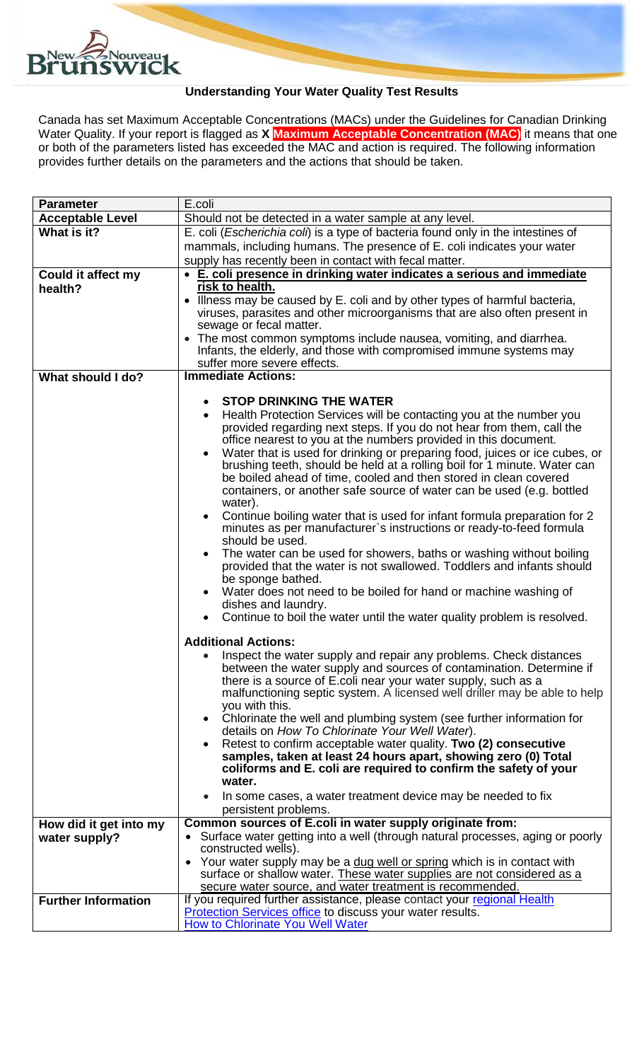## Understanding Your Water Quality Test Results

Canada has set Maximum Acceptable Concentrations (MACs) under the Guidelines for Canadian Drinking Water Quality. If your report is flagged as **X** **Maximum Acceptable Concentration (MAC)** it means that one or both of the parameters listed has exceeded the MAC and action is required. The following information provides further details on the parameters and the actions that should be taken.

| **Parameter** | E.coli |
|---|---|
| **Acceptable Level** | Should not be detected in a water sample at any level. |
| **What is it?** | E. coli (*Escherichia coli*) is a type of bacteria found only in the intestines of mammals, including humans. The presence of E. coli indicates your water supply has recently been in contact with fecal matter. |
| **Could it affect my health?** | • **E. coli presence in drinking water indicates a serious and immediate risk to health.**<br>• Illness may be caused by E. coli and by other types of harmful bacteria, viruses, parasites and other microorganisms that are also often present in sewage or fecal matter.<br>• The most common symptoms include nausea, vomiting, and diarrhea. Infants, the elderly, and those with compromised immune systems may suffer more severe effects. |
| **What should I do?** | **Immediate Actions:**<br>• **STOP DRINKING THE WATER**<br>• Health Protection Services will be contacting you at the number you provided regarding next steps. If you do not hear from them, call the office nearest to you at the numbers provided in this document.<br>• Water that is used for drinking or preparing food, juices or ice cubes, or brushing teeth, should be held at a rolling boil for 1 minute. Water can be boiled ahead of time, cooled and then stored in clean covered containers, or another safe source of water can be used (e.g. bottled water).<br>• Continue boiling water that is used for infant formula preparation for 2 minutes as per manufacturer`s instructions or ready-to-feed formula should be used.<br>• The water can be used for showers, baths or washing without boiling provided that the water is not swallowed. Toddlers and infants should be sponge bathed.<br>• Water does not need to be boiled for hand or machine washing of dishes and laundry.<br>• Continue to boil the water until the water quality problem is resolved.<br><br>**Additional Actions:**<br>• Inspect the water supply and repair any problems. Check distances between the water supply and sources of contamination. Determine if there is a source of E.coli near your water supply, such as a malfunctioning septic system. A licensed well driller may be able to help you with this.<br>• Chlorinate the well and plumbing system (see further information for details on *How To Chlorinate Your Well Water*).<br>• Retest to confirm acceptable water quality. **Two (2) consecutive samples, taken at least 24 hours apart, showing zero (0) Total coliforms and E. coli are required to confirm the safety of your water.**<br>• In some cases, a water treatment device may be needed to fix persistent problems. |
| **How did it get into my water supply?** | **Common sources of E.coli in water supply originate from:**<br>• Surface water getting into a well (through natural processes, aging or poorly constructed wells).<br>• Your water supply may be a dug well or spring which is in contact with surface or shallow water. These water supplies are not considered as a secure water source, and water treatment is recommended. |
| **Further Information** | If you required further assistance, please contact your regional Health Protection Services office to discuss your water results.<br>How to Chlorinate You Well Water |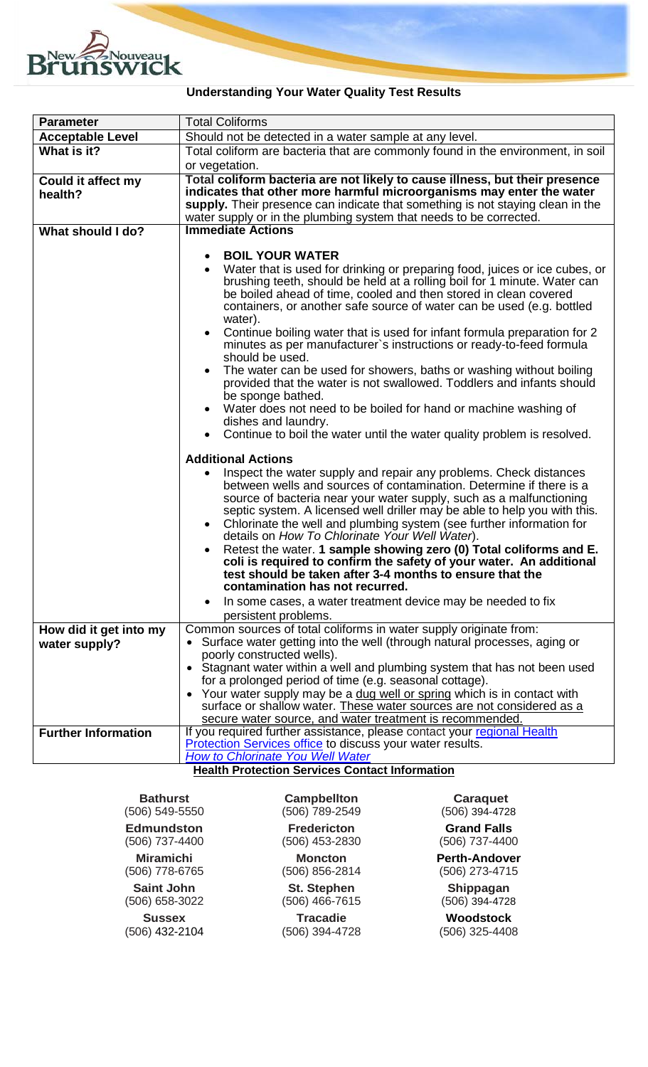**Understanding Your Water Quality Test Results**

| **Parameter** | Total Coliforms |
|---|---|
| **Acceptable Level** | Should not be detected in a water sample at any level. |
| **What is it?** | Total coliform are bacteria that are commonly found in the environment, in soil or vegetation. |
| **Could it affect my health?** | **Total coliform bacteria are not likely to cause illness, but their presence indicates that other more harmful microorganisms may enter the water supply.** Their presence can indicate that something is not staying clean in the water supply or in the plumbing system that needs to be corrected. |
| **What should I do?** | **Immediate Actions**<br>• **BOIL YOUR WATER**<br>• Water that is used for drinking or preparing food, juices or ice cubes, or brushing teeth, should be held at a rolling boil for 1 minute. Water can be boiled ahead of time, cooled and then stored in clean covered containers, or another safe source of water can be used (e.g. bottled water).<br>• Continue boiling water that is used for infant formula preparation for 2 minutes as per manufacturer`s instructions or ready-to-feed formula should be used.<br>• The water can be used for showers, baths or washing without boiling provided that the water is not swallowed. Toddlers and infants should be sponge bathed.<br>• Water does not need to be boiled for hand or machine washing of dishes and laundry.<br>• Continue to boil the water until the water quality problem is resolved.<br><br>**Additional Actions**<br>• Inspect the water supply and repair any problems. Check distances between wells and sources of contamination. Determine if there is a source of bacteria near your water supply, such as a malfunctioning septic system. A licensed well driller may be able to help you with this.<br>• Chlorinate the well and plumbing system (see further information for details on *How To Chlorinate Your Well Water*).<br>• Retest the water. **1 sample showing zero (0) Total coliforms and E. coli is required to confirm the safety of your water. An additional test should be taken after 3-4 months to ensure that the contamination has not recurred.**<br>• In some cases, a water treatment device may be needed to fix persistent problems. |
| **How did it get into my water supply?** | Common sources of total coliforms in water supply originate from:<br>• Surface water getting into the well (through natural processes, aging or poorly constructed wells).<br>• Stagnant water within a well and plumbing system that has not been used for a prolonged period of time (e.g. seasonal cottage).<br>• Your water supply may be a dug well or spring which is in contact with surface or shallow water. These water sources are not considered as a secure water source, and water treatment is recommended. |
| **Further Information** | If you required further assistance, please contact your regional Health Protection Services office to discuss your water results.<br>*How to Chlorinate You Well Water* |

**Health Protection Services Contact Information**

| | | |
|---|---|---|
| **Bathurst**<br>(506) 549-5550 | **Campbellton**<br>(506) 789-2549 | **Caraquet**<br>(506) 394-4728 |
| **Edmundston**<br>(506) 737-4400 | **Fredericton**<br>(506) 453-2830 | **Grand Falls**<br>(506) 737-4400 |
| **Miramichi**<br>(506) 778-6765 | **Moncton**<br>(506) 856-2814 | **Perth-Andover**<br>(506) 273-4715 |
| **Saint John**<br>(506) 658-3022 | **St. Stephen**<br>(506) 466-7615 | **Shippagan**<br>(506) 394-4728 |
| **Sussex**<br>(506) 432-2104 | **Tracadie**<br>(506) 394-4728 | **Woodstock**<br>(506) 325-4408 |